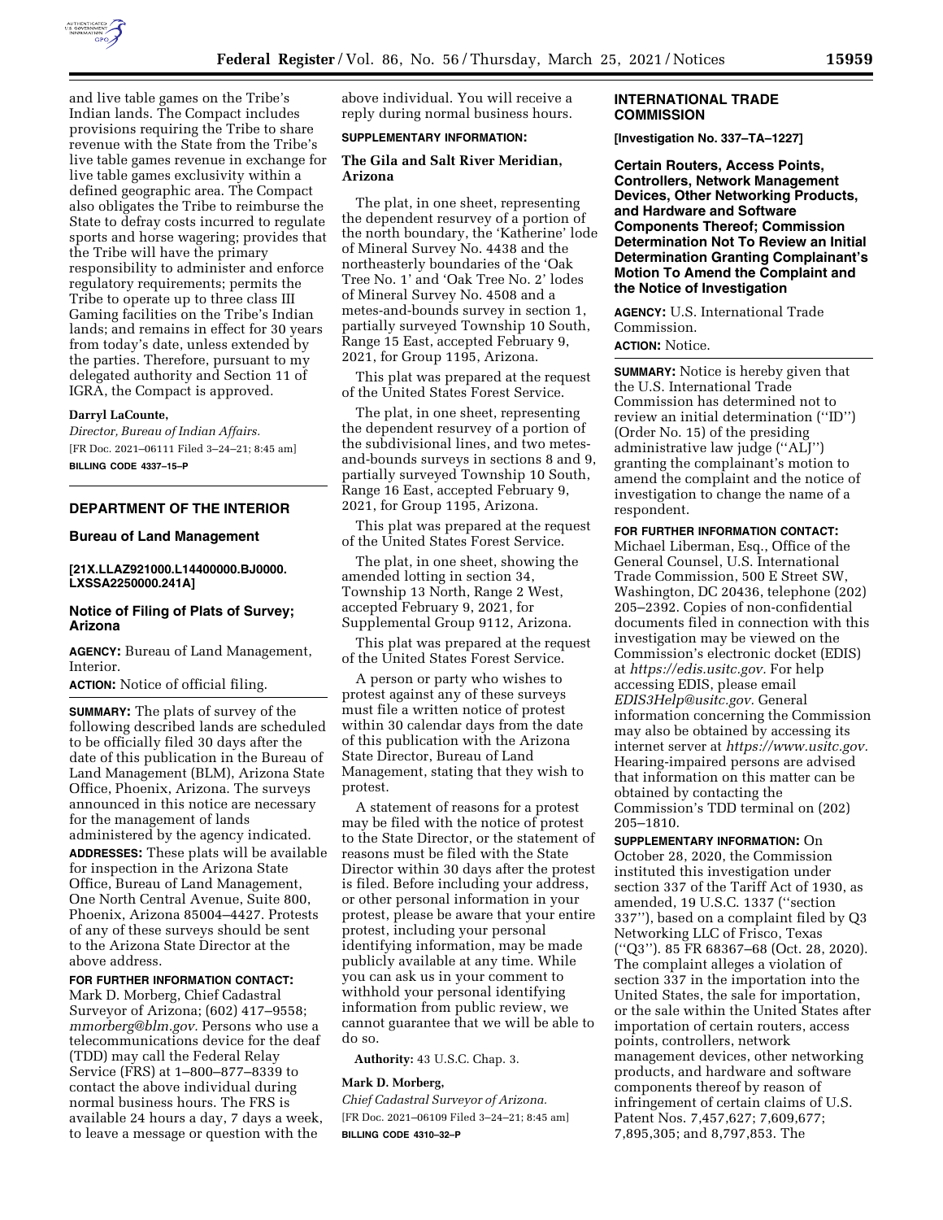and live table games on the Tribe's Indian lands. The Compact includes provisions requiring the Tribe to share revenue with the State from the Tribe's live table games revenue in exchange for live table games exclusivity within a defined geographic area. The Compact also obligates the Tribe to reimburse the State to defray costs incurred to regulate sports and horse wagering; provides that the Tribe will have the primary responsibility to administer and enforce regulatory requirements; permits the Tribe to operate up to three class III Gaming facilities on the Tribe's Indian lands; and remains in effect for 30 years from today's date, unless extended by the parties. Therefore, pursuant to my delegated authority and Section 11 of IGRA, the Compact is approved.

**Darryl LaCounte,**

*Director, Bureau of Indian Affairs.*

[FR Doc. 2021–06111 Filed 3–24–21; 8:45 am]

**BILLING CODE 4337–15–P**

## DEPARTMENT OF THE INTERIOR

### Bureau of Land Management

**[21X.LLAZ921000.L14400000.BJ0000. LXSSA2250000.241A]**

### Notice of Filing of Plats of Survey; Arizona

**AGENCY:** Bureau of Land Management, Interior.

**ACTION:** Notice of official filing.

**SUMMARY:** The plats of survey of the following described lands are scheduled to be officially filed 30 days after the date of this publication in the Bureau of Land Management (BLM), Arizona State Office, Phoenix, Arizona. The surveys announced in this notice are necessary for the management of lands administered by the agency indicated.

**ADDRESSES:** These plats will be available for inspection in the Arizona State Office, Bureau of Land Management, One North Central Avenue, Suite 800, Phoenix, Arizona 85004–4427. Protests of any of these surveys should be sent to the Arizona State Director at the above address.

**FOR FURTHER INFORMATION CONTACT:** Mark D. Morberg, Chief Cadastral Surveyor of Arizona; (602) 417–9558; *mmorberg@blm.gov.* Persons who use a telecommunications device for the deaf (TDD) may call the Federal Relay Service (FRS) at 1–800–877–8339 to contact the above individual during normal business hours. The FRS is available 24 hours a day, 7 days a week, to leave a message or question with the above individual. You will receive a reply during normal business hours.

**SUPPLEMENTARY INFORMATION:**

**The Gila and Salt River Meridian, Arizona**

The plat, in one sheet, representing the dependent resurvey of a portion of the north boundary, the 'Katherine' lode of Mineral Survey No. 4438 and the northeasterly boundaries of the 'Oak Tree No. 1' and 'Oak Tree No. 2' lodes of Mineral Survey No. 4508 and a metes-and-bounds survey in section 1, partially surveyed Township 10 South, Range 15 East, accepted February 9, 2021, for Group 1195, Arizona.

This plat was prepared at the request of the United States Forest Service.

The plat, in one sheet, representing the dependent resurvey of a portion of the subdivisional lines, and two metes-and-bounds surveys in sections 8 and 9, partially surveyed Township 10 South, Range 16 East, accepted February 9, 2021, for Group 1195, Arizona.

This plat was prepared at the request of the United States Forest Service.

The plat, in one sheet, showing the amended lotting in section 34, Township 13 North, Range 2 West, accepted February 9, 2021, for Supplemental Group 9112, Arizona.

This plat was prepared at the request of the United States Forest Service.

A person or party who wishes to protest against any of these surveys must file a written notice of protest within 30 calendar days from the date of this publication with the Arizona State Director, Bureau of Land Management, stating that they wish to protest.

A statement of reasons for a protest may be filed with the notice of protest to the State Director, or the statement of reasons must be filed with the State Director within 30 days after the protest is filed. Before including your address, or other personal information in your protest, please be aware that your entire protest, including your personal identifying information, may be made publicly available at any time. While you can ask us in your comment to withhold your personal identifying information from public review, we cannot guarantee that we will be able to do so.

**Authority:** 43 U.S.C. Chap. 3.

**Mark D. Morberg,**

*Chief Cadastral Surveyor of Arizona.*

[FR Doc. 2021–06109 Filed 3–24–21; 8:45 am]

**BILLING CODE 4310–32–P**

## INTERNATIONAL TRADE COMMISSION

**[Investigation No. 337–TA–1227]**

### Certain Routers, Access Points, Controllers, Network Management Devices, Other Networking Products, and Hardware and Software Components Thereof; Commission Determination Not To Review an Initial Determination Granting Complainant's Motion To Amend the Complaint and the Notice of Investigation

**AGENCY:** U.S. International Trade Commission.

**ACTION:** Notice.

**SUMMARY:** Notice is hereby given that the U.S. International Trade Commission has determined not to review an initial determination ("ID") (Order No. 15) of the presiding administrative law judge ("ALJ") granting the complainant's motion to amend the complaint and the notice of investigation to change the name of a respondent.

**FOR FURTHER INFORMATION CONTACT:** Michael Liberman, Esq., Office of the General Counsel, U.S. International Trade Commission, 500 E Street SW, Washington, DC 20436, telephone (202) 205–2392. Copies of non-confidential documents filed in connection with this investigation may be viewed on the Commission's electronic docket (EDIS) at *https://edis.usitc.gov.* For help accessing EDIS, please email *EDIS3Help@usitc.gov.* General information concerning the Commission may also be obtained by accessing its internet server at *https://www.usitc.gov.* Hearing-impaired persons are advised that information on this matter can be obtained by contacting the Commission's TDD terminal on (202) 205–1810.

**SUPPLEMENTARY INFORMATION:** On October 28, 2020, the Commission instituted this investigation under section 337 of the Tariff Act of 1930, as amended, 19 U.S.C. 1337 ("section 337"), based on a complaint filed by Q3 Networking LLC of Frisco, Texas ("Q3"). 85 FR 68367–68 (Oct. 28, 2020). The complaint alleges a violation of section 337 in the importation into the United States, the sale for importation, or the sale within the United States after importation of certain routers, access points, controllers, network management devices, other networking products, and hardware and software components thereof by reason of infringement of certain claims of U.S. Patent Nos. 7,457,627; 7,609,677; 7,895,305; and 8,797,853. The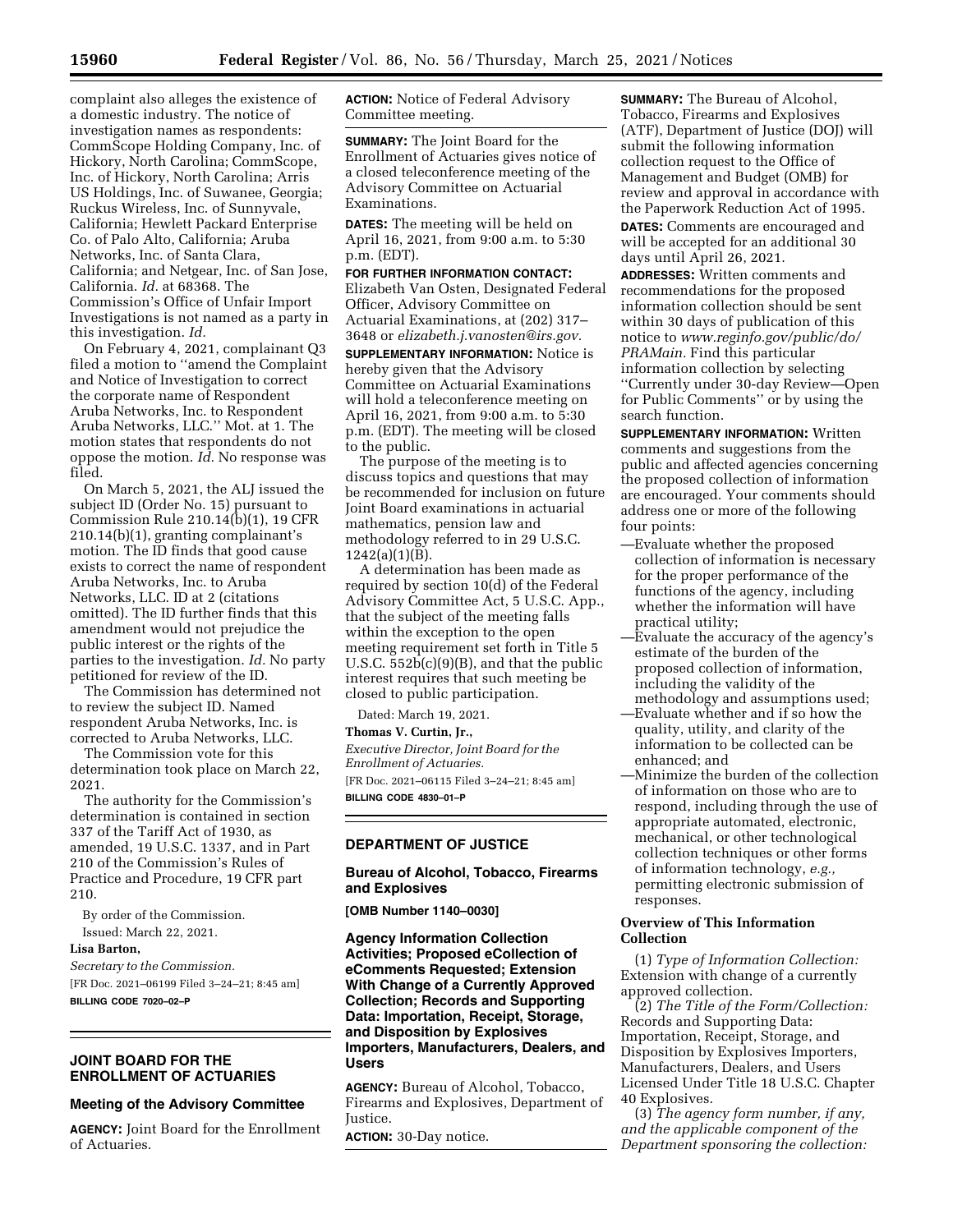complaint also alleges the existence of a domestic industry. The notice of investigation names as respondents: CommScope Holding Company, Inc. of Hickory, North Carolina; CommScope, Inc. of Hickory, North Carolina; Arris US Holdings, Inc. of Suwanee, Georgia; Ruckus Wireless, Inc. of Sunnyvale, California; Hewlett Packard Enterprise Co. of Palo Alto, California; Aruba Networks, Inc. of Santa Clara, California; and Netgear, Inc. of San Jose, California. *Id.* at 68368. The Commission's Office of Unfair Import Investigations is not named as a party in this investigation. *Id.*

On February 4, 2021, complainant Q3 filed a motion to "amend the Complaint and Notice of Investigation to correct the corporate name of Respondent Aruba Networks, Inc. to Respondent Aruba Networks, LLC." Mot. at 1. The motion states that respondents do not oppose the motion. *Id.* No response was filed.

On March 5, 2021, the ALJ issued the subject ID (Order No. 15) pursuant to Commission Rule 210.14(b)(1), 19 CFR 210.14(b)(1), granting complainant's motion. The ID finds that good cause exists to correct the name of respondent Aruba Networks, Inc. to Aruba Networks, LLC. ID at 2 (citations omitted). The ID further finds that this amendment would not prejudice the public interest or the rights of the parties to the investigation. *Id.* No party petitioned for review of the ID.

The Commission has determined not to review the subject ID. Named respondent Aruba Networks, Inc. is corrected to Aruba Networks, LLC.

The Commission vote for this determination took place on March 22, 2021.

The authority for the Commission's determination is contained in section 337 of the Tariff Act of 1930, as amended, 19 U.S.C. 1337, and in Part 210 of the Commission's Rules of Practice and Procedure, 19 CFR part 210.

By order of the Commission.

Issued: March 22, 2021.

**Lisa Barton,**

*Secretary to the Commission.*

[FR Doc. 2021–06199 Filed 3–24–21; 8:45 am]

**BILLING CODE 7020–02–P**

## JOINT BOARD FOR THE ENROLLMENT OF ACTUARIES

### Meeting of the Advisory Committee

**AGENCY:** Joint Board for the Enrollment of Actuaries.

**ACTION:** Notice of Federal Advisory Committee meeting.

**SUMMARY:** The Joint Board for the Enrollment of Actuaries gives notice of a closed teleconference meeting of the Advisory Committee on Actuarial Examinations.

**DATES:** The meeting will be held on April 16, 2021, from 9:00 a.m. to 5:30 p.m. (EDT).

**FOR FURTHER INFORMATION CONTACT:** Elizabeth Van Osten, Designated Federal Officer, Advisory Committee on Actuarial Examinations, at (202) 317–3648 or *elizabeth.j.vanosten@irs.gov.*

**SUPPLEMENTARY INFORMATION:** Notice is hereby given that the Advisory Committee on Actuarial Examinations will hold a teleconference meeting on April 16, 2021, from 9:00 a.m. to 5:30 p.m. (EDT). The meeting will be closed to the public.

The purpose of the meeting is to discuss topics and questions that may be recommended for inclusion on future Joint Board examinations in actuarial mathematics, pension law and methodology referred to in 29 U.S.C. 1242(a)(1)(B).

A determination has been made as required by section 10(d) of the Federal Advisory Committee Act, 5 U.S.C. App., that the subject of the meeting falls within the exception to the open meeting requirement set forth in Title 5 U.S.C. 552b(c)(9)(B), and that the public interest requires that such meeting be closed to public participation.

Dated: March 19, 2021.

**Thomas V. Curtin, Jr.,**

*Executive Director, Joint Board for the Enrollment of Actuaries.*

[FR Doc. 2021–06115 Filed 3–24–21; 8:45 am]

**BILLING CODE 4830–01–P**

## DEPARTMENT OF JUSTICE

### Bureau of Alcohol, Tobacco, Firearms and Explosives

**[OMB Number 1140–0030]**

### Agency Information Collection Activities; Proposed eCollection of eComments Requested; Extension With Change of a Currently Approved Collection; Records and Supporting Data: Importation, Receipt, Storage, and Disposition by Explosives Importers, Manufacturers, Dealers, and Users

**AGENCY:** Bureau of Alcohol, Tobacco, Firearms and Explosives, Department of Justice.

**ACTION:** 30-Day notice.

**SUMMARY:** The Bureau of Alcohol, Tobacco, Firearms and Explosives (ATF), Department of Justice (DOJ) will submit the following information collection request to the Office of Management and Budget (OMB) for review and approval in accordance with the Paperwork Reduction Act of 1995.

**DATES:** Comments are encouraged and will be accepted for an additional 30 days until April 26, 2021.

**ADDRESSES:** Written comments and recommendations for the proposed information collection should be sent within 30 days of publication of this notice to *www.reginfo.gov/public/do/PRAMain.* Find this particular information collection by selecting "Currently under 30-day Review—Open for Public Comments" or by using the search function.

**SUPPLEMENTARY INFORMATION:** Written comments and suggestions from the public and affected agencies concerning the proposed collection of information are encouraged. Your comments should address one or more of the following four points:

- —Evaluate whether the proposed collection of information is necessary for the proper performance of the functions of the agency, including whether the information will have practical utility;
- —Evaluate the accuracy of the agency's estimate of the burden of the proposed collection of information, including the validity of the methodology and assumptions used;
- —Evaluate whether and if so how the quality, utility, and clarity of the information to be collected can be enhanced; and
- —Minimize the burden of the collection of information on those who are to respond, including through the use of appropriate automated, electronic, mechanical, or other technological collection techniques or other forms of information technology, *e.g.,* permitting electronic submission of responses.

### Overview of This Information Collection

(1) *Type of Information Collection:* Extension with change of a currently approved collection.

(2) *The Title of the Form/Collection:* Records and Supporting Data: Importation, Receipt, Storage, and Disposition by Explosives Importers, Manufacturers, Dealers, and Users Licensed Under Title 18 U.S.C. Chapter 40 Explosives.

(3) *The agency form number, if any, and the applicable component of the Department sponsoring the collection:*